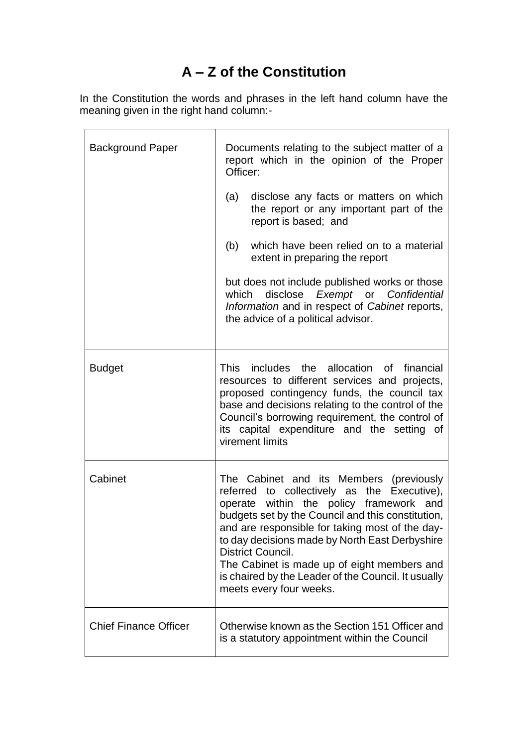# A – Z of the Constitution

In the Constitution the words and phrases in the left hand column have the meaning given in the right hand column:-

| | |
|---|---|
| Background Paper | Documents relating to the subject matter of a report which in the opinion of the Proper Officer:<br><br>(a) disclose any facts or matters on which the report or any important part of the report is based; and<br><br>(b) which have been relied on to a material extent in preparing the report<br><br>but does not include published works or those which disclose *Exempt* or *Confidential Information* and in respect of *Cabinet* reports, the advice of a political advisor. |
| Budget | This includes the allocation of financial resources to different services and projects, proposed contingency funds, the council tax base and decisions relating to the control of the Council's borrowing requirement, the control of its capital expenditure and the setting of virement limits |
| Cabinet | The Cabinet and its Members (previously referred to collectively as the Executive), operate within the policy framework and budgets set by the Council and this constitution, and are responsible for taking most of the day-to day decisions made by North East Derbyshire District Council.<br>The Cabinet is made up of eight members and is chaired by the Leader of the Council. It usually meets every four weeks. |
| Chief Finance Officer | Otherwise known as the Section 151 Officer and is a statutory appointment within the Council |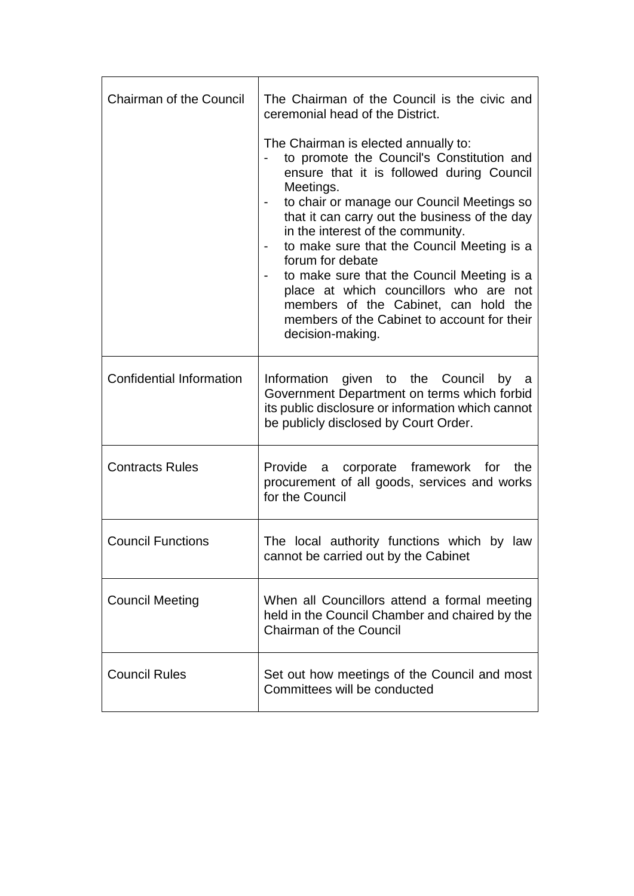| | |
|---|---|
| Chairman of the Council | The Chairman of the Council is the civic and ceremonial head of the District.<br><br>The Chairman is elected annually to:<br>- to promote the Council's Constitution and ensure that it is followed during Council Meetings.<br>- to chair or manage our Council Meetings so that it can carry out the business of the day in the interest of the community.<br>- to make sure that the Council Meeting is a forum for debate<br>- to make sure that the Council Meeting is a place at which councillors who are not members of the Cabinet, can hold the members of the Cabinet to account for their decision-making. |
| Confidential Information | Information given to the Council by a Government Department on terms which forbid its public disclosure or information which cannot be publicly disclosed by Court Order. |
| Contracts Rules | Provide a corporate framework for the procurement of all goods, services and works for the Council |
| Council Functions | The local authority functions which by law cannot be carried out by the Cabinet |
| Council Meeting | When all Councillors attend a formal meeting held in the Council Chamber and chaired by the Chairman of the Council |
| Council Rules | Set out how meetings of the Council and most Committees will be conducted |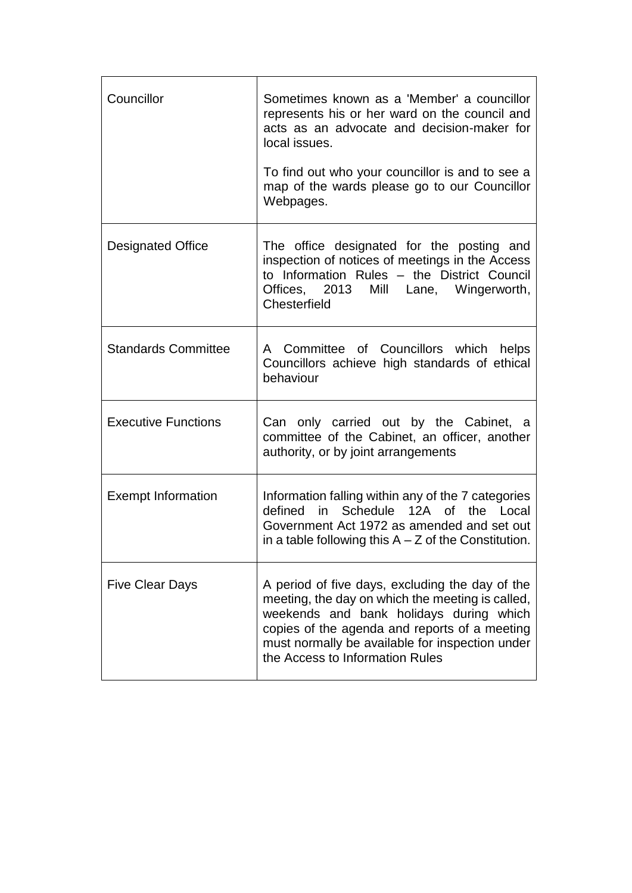| | |
|---|---|
| Councillor | Sometimes known as a 'Member' a councillor represents his or her ward on the council and acts as an advocate and decision-maker for local issues.<br><br>To find out who your councillor is and to see a map of the wards please go to our Councillor Webpages. |
| Designated Office | The office designated for the posting and inspection of notices of meetings in the Access to Information Rules – the District Council Offices, 2013 Mill Lane, Wingerworth, Chesterfield |
| Standards Committee | A Committee of Councillors which helps Councillors achieve high standards of ethical behaviour |
| Executive Functions | Can only carried out by the Cabinet, a committee of the Cabinet, an officer, another authority, or by joint arrangements |
| Exempt Information | Information falling within any of the 7 categories defined in Schedule 12A of the Local Government Act 1972 as amended and set out in a table following this A – Z of the Constitution. |
| Five Clear Days | A period of five days, excluding the day of the meeting, the day on which the meeting is called, weekends and bank holidays during which copies of the agenda and reports of a meeting must normally be available for inspection under the Access to Information Rules |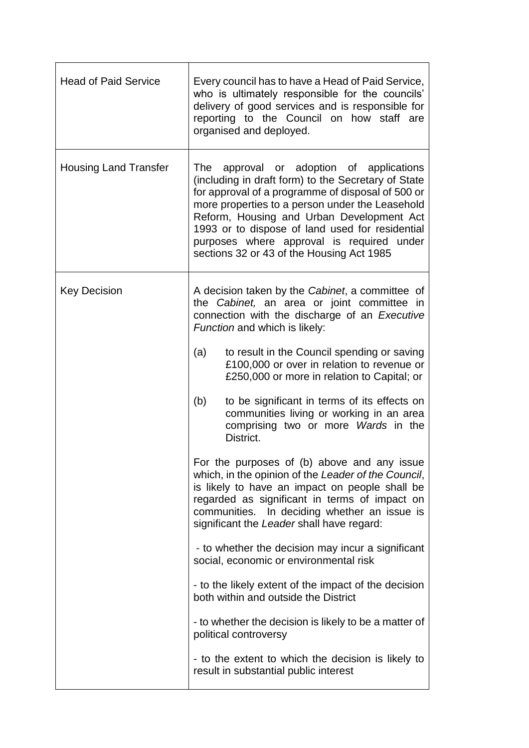| | |
|---|---|
| Head of Paid Service | Every council has to have a Head of Paid Service, who is ultimately responsible for the councils' delivery of good services and is responsible for reporting to the Council on how staff are organised and deployed. |
| Housing Land Transfer | The approval or adoption of applications (including in draft form) to the Secretary of State for approval of a programme of disposal of 500 or more properties to a person under the Leasehold Reform, Housing and Urban Development Act 1993 or to dispose of land used for residential purposes where approval is required under sections 32 or 43 of the Housing Act 1985 |
| Key Decision | A decision taken by the *Cabinet*, a committee of the *Cabinet,* an area or joint committee in connection with the discharge of an *Executive Function* and which is likely:<br><br>(a) to result in the Council spending or saving £100,000 or over in relation to revenue or £250,000 or more in relation to Capital; or<br><br>(b) to be significant in terms of its effects on communities living or working in an area comprising two or more *Wards* in the District.<br><br>For the purposes of (b) above and any issue which, in the opinion of the *Leader of the Council*, is likely to have an impact on people shall be regarded as significant in terms of impact on communities. In deciding whether an issue is significant the *Leader* shall have regard:<br><br>- to whether the decision may incur a significant social, economic or environmental risk<br><br>- to the likely extent of the impact of the decision both within and outside the District<br><br>- to whether the decision is likely to be a matter of political controversy<br><br>- to the extent to which the decision is likely to result in substantial public interest |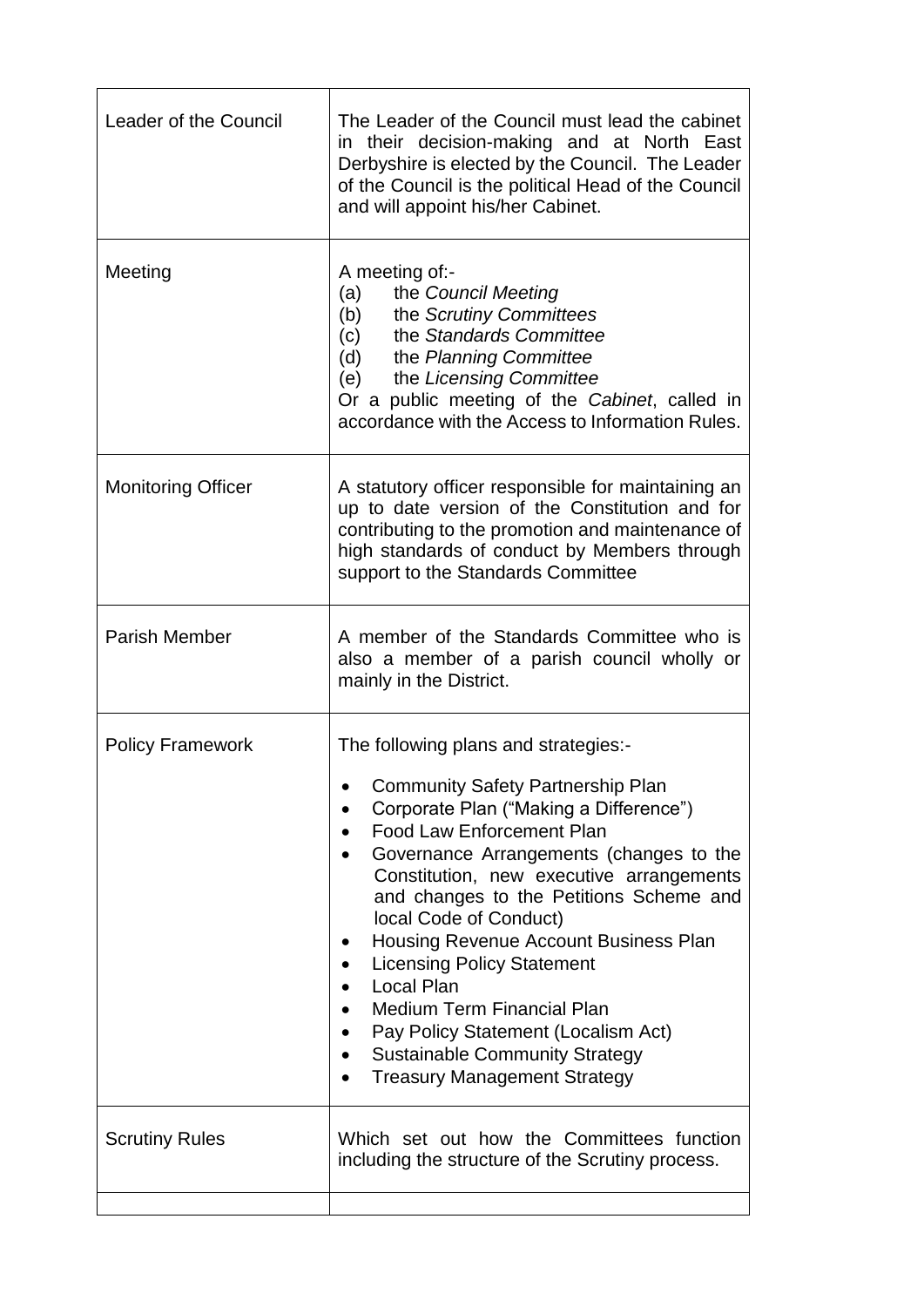| | |
|---|---|
| Leader of the Council | The Leader of the Council must lead the cabinet in their decision-making and at North East Derbyshire is elected by the Council. The Leader of the Council is the political Head of the Council and will appoint his/her Cabinet. |
| Meeting | A meeting of:-<br>(a) the *Council Meeting*<br>(b) the *Scrutiny Committees*<br>(c) the *Standards Committee*<br>(d) the *Planning Committee*<br>(e) the *Licensing Committee*<br>Or a public meeting of the *Cabinet*, called in accordance with the Access to Information Rules. |
| Monitoring Officer | A statutory officer responsible for maintaining an up to date version of the Constitution and for contributing to the promotion and maintenance of high standards of conduct by Members through support to the Standards Committee |
| Parish Member | A member of the Standards Committee who is also a member of a parish council wholly or mainly in the District. |
| Policy Framework | The following plans and strategies:-<br>• Community Safety Partnership Plan<br>• Corporate Plan ("Making a Difference")<br>• Food Law Enforcement Plan<br>• Governance Arrangements (changes to the Constitution, new executive arrangements and changes to the Petitions Scheme and local Code of Conduct)<br>• Housing Revenue Account Business Plan<br>• Licensing Policy Statement<br>• Local Plan<br>• Medium Term Financial Plan<br>• Pay Policy Statement (Localism Act)<br>• Sustainable Community Strategy<br>• Treasury Management Strategy |
| Scrutiny Rules | Which set out how the Committees function including the structure of the Scrutiny process. |
| | |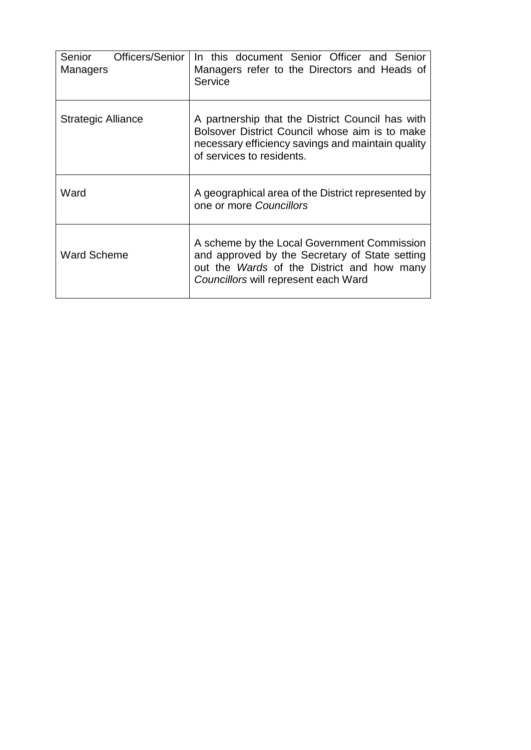| | |
|---|---|
| Senior Officers/Senior Managers | In this document Senior Officer and Senior Managers refer to the Directors and Heads of Service |
| Strategic Alliance | A partnership that the District Council has with Bolsover District Council whose aim is to make necessary efficiency savings and maintain quality of services to residents. |
| Ward | A geographical area of the District represented by one or more *Councillors* |
| Ward Scheme | A scheme by the Local Government Commission and approved by the Secretary of State setting out the *Wards* of the District and how many *Councillors* will represent each Ward |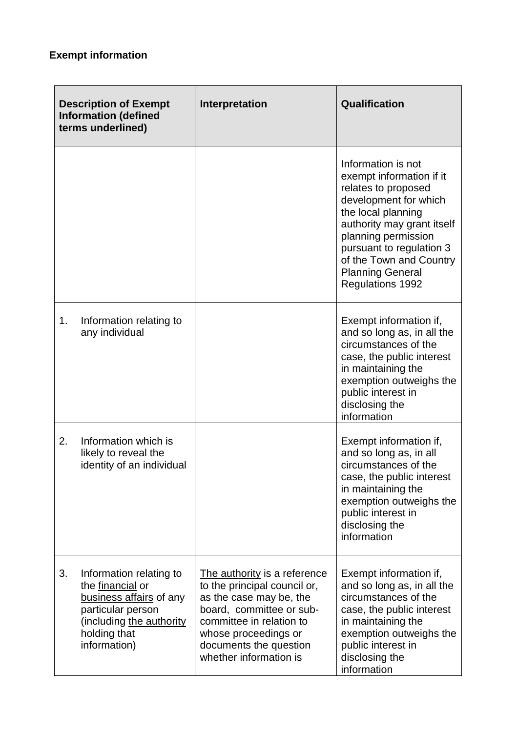**Exempt information**

| Description of Exempt Information (defined terms underlined) | Interpretation | Qualification |
|---|---|---|
| | | Information is not exempt information if it relates to proposed development for which the local planning authority may grant itself planning permission pursuant to regulation 3 of the Town and Country Planning General Regulations 1992 |
| 1. Information relating to any individual | | Exempt information if, and so long as, in all the circumstances of the case, the public interest in maintaining the exemption outweighs the public interest in disclosing the information |
| 2. Information which is likely to reveal the identity of an individual | | Exempt information if, and so long as, in all circumstances of the case, the public interest in maintaining the exemption outweighs the public interest in disclosing the information |
| 3. Information relating to the financial or business affairs of any particular person (including the authority holding that information) | The authority is a reference to the principal council or, as the case may be, the board, committee or sub-committee in relation to whose proceedings or documents the question whether information is | Exempt information if, and so long as, in all the circumstances of the case, the public interest in maintaining the exemption outweighs the public interest in disclosing the information |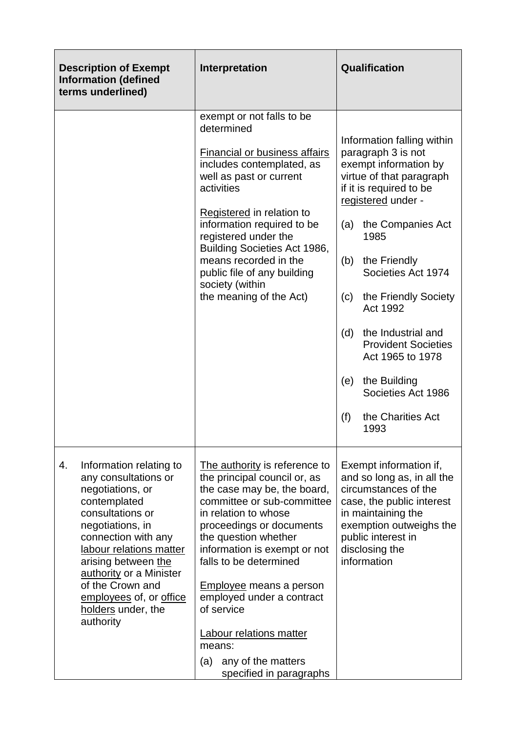| Description of Exempt Information (defined terms underlined) | Interpretation | Qualification |
|---|---|---|
| | exempt or not falls to be determined<br><br>Financial or business affairs includes contemplated, as well as past or current activities<br><br>Registered in relation to information required to be registered under the Building Societies Act 1986, means recorded in the public file of any building society (within the meaning of the Act) | Information falling within paragraph 3 is not exempt information by virtue of that paragraph if it is required to be registered under -<br><br>(a) the Companies Act 1985<br><br>(b) the Friendly Societies Act 1974<br><br>(c) the Friendly Society Act 1992<br><br>(d) the Industrial and Provident Societies Act 1965 to 1978<br><br>(e) the Building Societies Act 1986<br><br>(f) the Charities Act 1993 |
| 4. Information relating to any consultations or negotiations, or contemplated consultations or negotiations, in connection with any labour relations matter arising between the authority or a Minister of the Crown and employees of, or office holders under, the authority | The authority is reference to the principal council or, as the case may be, the board, committee or sub-committee in relation to whose proceedings or documents the question whether information is exempt or not falls to be determined<br><br>Employee means a person employed under a contract of service<br><br>Labour relations matter means:<br><br>(a) any of the matters specified in paragraphs | Exempt information if, and so long as, in all the circumstances of the case, the public interest in maintaining the exemption outweighs the public interest in disclosing the information |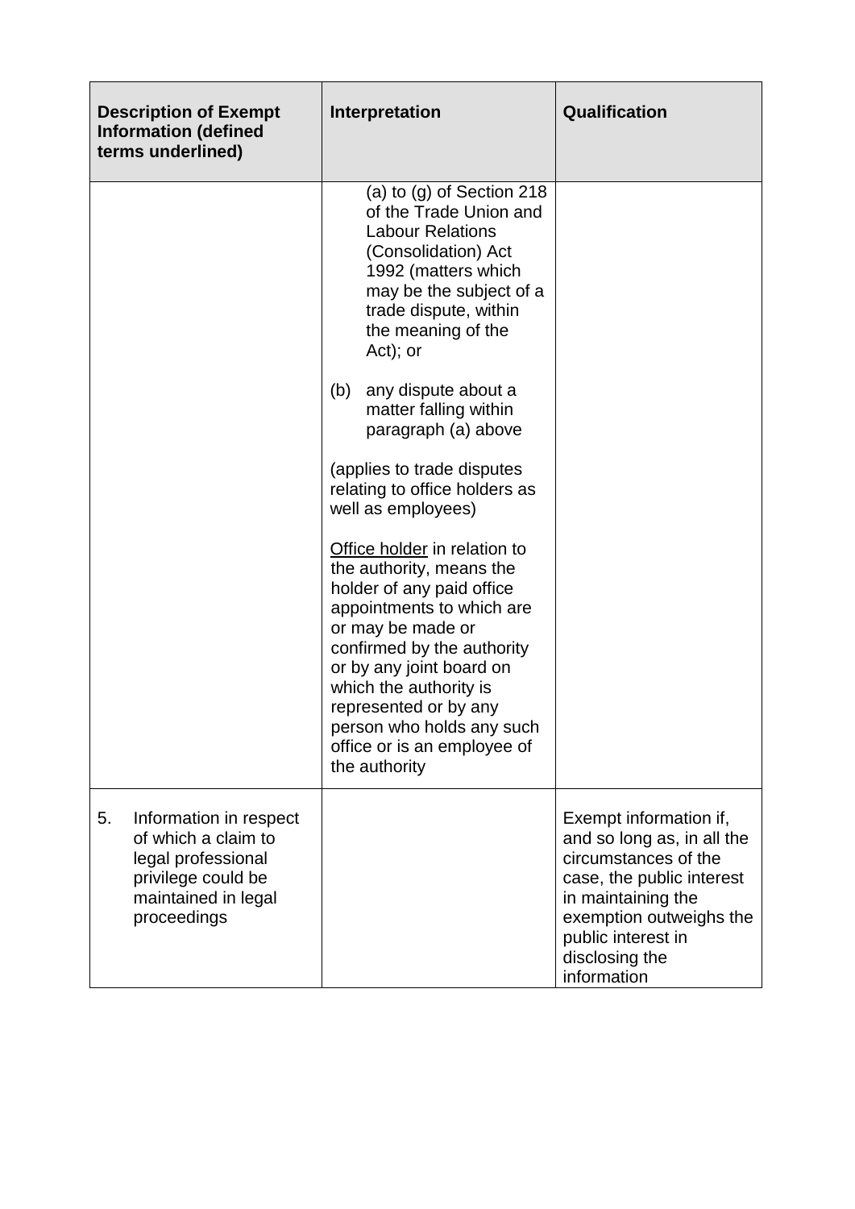| Description of Exempt Information (defined terms underlined) | Interpretation | Qualification |
|---|---|---|
| | (a) to (g) of Section 218 of the Trade Union and Labour Relations (Consolidation) Act 1992 (matters which may be the subject of a trade dispute, within the meaning of the Act); or<br><br>(b) any dispute about a matter falling within paragraph (a) above<br><br>(applies to trade disputes relating to office holders as well as employees)<br><br><u>Office holder</u> in relation to the authority, means the holder of any paid office appointments to which are or may be made or confirmed by the authority or by any joint board on which the authority is represented or by any person who holds any such office or is an employee of the authority | |
| 5. Information in respect of which a claim to legal professional privilege could be maintained in legal proceedings | | Exempt information if, and so long as, in all the circumstances of the case, the public interest in maintaining the exemption outweighs the public interest in disclosing the information |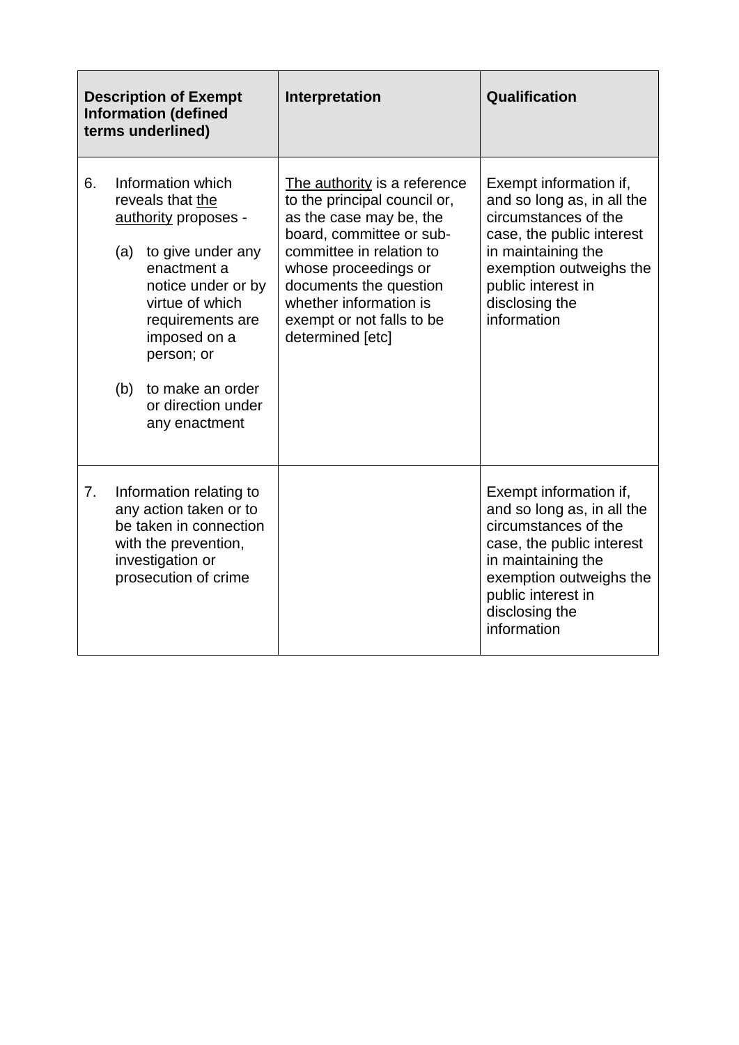| Description of Exempt Information (defined terms underlined) | Interpretation | Qualification |
|---|---|---|
| 6. Information which reveals that the authority proposes - (a) to give under any enactment a notice under or by virtue of which requirements are imposed on a person; or (b) to make an order or direction under any enactment | The authority is a reference to the principal council or, as the case may be, the board, committee or sub-committee in relation to whose proceedings or documents the question whether information is exempt or not falls to be determined [etc] | Exempt information if, and so long as, in all the circumstances of the case, the public interest in maintaining the exemption outweighs the public interest in disclosing the information |
| 7. Information relating to any action taken or to be taken in connection with the prevention, investigation or prosecution of crime | | Exempt information if, and so long as, in all the circumstances of the case, the public interest in maintaining the exemption outweighs the public interest in disclosing the information |